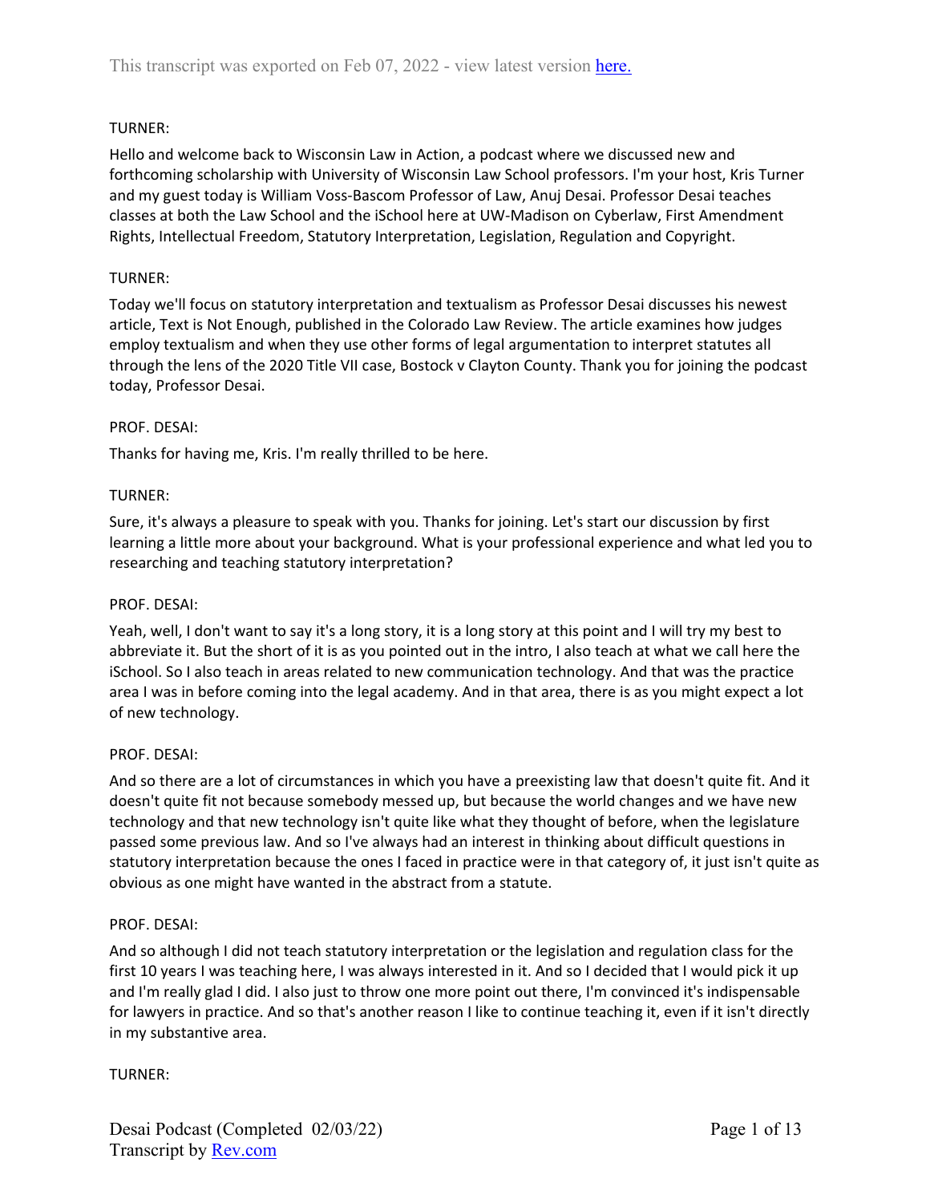TURNER:

Hello and welcome back to Wisconsin Law in Action, a podcast where we discussed new and forthcoming scholarship with University of Wisconsin Law School professors. I'm your host, Kris Turner and my guest today is William Voss-Bascom Professor of Law, Anuj Desai. Professor Desai teaches classes at both the Law School and the iSchool here at UW-Madison on Cyberlaw, First Amendment Rights, Intellectual Freedom, Statutory Interpretation, Legislation, Regulation and Copyright.

TURNER:

Today we'll focus on statutory interpretation and textualism as Professor Desai discusses his newest article, Text is Not Enough, published in the Colorado Law Review. The article examines how judges employ textualism and when they use other forms of legal argumentation to interpret statutes all through the lens of the 2020 Title VII case, Bostock v Clayton County. Thank you for joining the podcast today, Professor Desai.

PROF. DESAI:

Thanks for having me, Kris. I'm really thrilled to be here.

TURNER:

Sure, it's always a pleasure to speak with you. Thanks for joining. Let's start our discussion by first learning a little more about your background. What is your professional experience and what led you to researching and teaching statutory interpretation?

PROF. DESAI:

Yeah, well, I don't want to say it's a long story, it is a long story at this point and I will try my best to abbreviate it. But the short of it is as you pointed out in the intro, I also teach at what we call here the iSchool. So I also teach in areas related to new communication technology. And that was the practice area I was in before coming into the legal academy. And in that area, there is as you might expect a lot of new technology.

PROF. DESAI:

And so there are a lot of circumstances in which you have a preexisting law that doesn't quite fit. And it doesn't quite fit not because somebody messed up, but because the world changes and we have new technology and that new technology isn't quite like what they thought of before, when the legislature passed some previous law. And so I've always had an interest in thinking about difficult questions in statutory interpretation because the ones I faced in practice were in that category of, it just isn't quite as obvious as one might have wanted in the abstract from a statute.

PROF. DESAI:

And so although I did not teach statutory interpretation or the legislation and regulation class for the first 10 years I was teaching here, I was always interested in it. And so I decided that I would pick it up and I'm really glad I did. I also just to throw one more point out there, I'm convinced it's indispensable for lawyers in practice. And so that's another reason I like to continue teaching it, even if it isn't directly in my substantive area.

TURNER: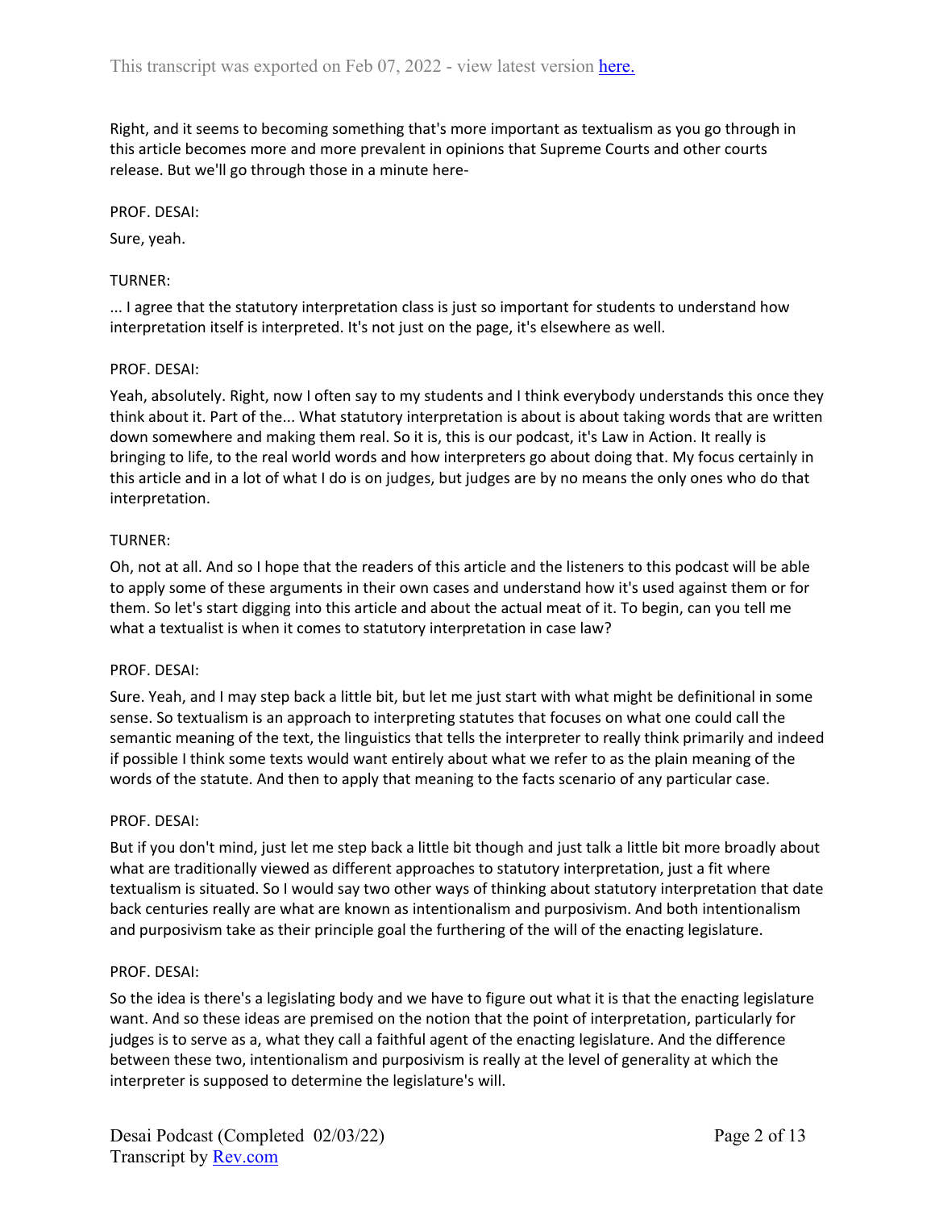Right, and it seems to becoming something that's more important as textualism as you go through in this article becomes more and more prevalent in opinions that Supreme Courts and other courts release. But we'll go through those in a minute here-

PROF. DESAI:

Sure, yeah.

TURNER:

... I agree that the statutory interpretation class is just so important for students to understand how interpretation itself is interpreted. It's not just on the page, it's elsewhere as well.

PROF. DESAI:

Yeah, absolutely. Right, now I often say to my students and I think everybody understands this once they think about it. Part of the... What statutory interpretation is about is about taking words that are written down somewhere and making them real. So it is, this is our podcast, it's Law in Action. It really is bringing to life, to the real world words and how interpreters go about doing that. My focus certainly in this article and in a lot of what I do is on judges, but judges are by no means the only ones who do that interpretation.

TURNER:

Oh, not at all. And so I hope that the readers of this article and the listeners to this podcast will be able to apply some of these arguments in their own cases and understand how it's used against them or for them. So let's start digging into this article and about the actual meat of it. To begin, can you tell me what a textualist is when it comes to statutory interpretation in case law?

PROF. DESAI:

Sure. Yeah, and I may step back a little bit, but let me just start with what might be definitional in some sense. So textualism is an approach to interpreting statutes that focuses on what one could call the semantic meaning of the text, the linguistics that tells the interpreter to really think primarily and indeed if possible I think some texts would want entirely about what we refer to as the plain meaning of the words of the statute. And then to apply that meaning to the facts scenario of any particular case.

PROF. DESAI:

But if you don't mind, just let me step back a little bit though and just talk a little bit more broadly about what are traditionally viewed as different approaches to statutory interpretation, just a fit where textualism is situated. So I would say two other ways of thinking about statutory interpretation that date back centuries really are what are known as intentionalism and purposivism. And both intentionalism and purposivism take as their principle goal the furthering of the will of the enacting legislature.

PROF. DESAI:

So the idea is there's a legislating body and we have to figure out what it is that the enacting legislature want. And so these ideas are premised on the notion that the point of interpretation, particularly for judges is to serve as a, what they call a faithful agent of the enacting legislature. And the difference between these two, intentionalism and purposivism is really at the level of generality at which the interpreter is supposed to determine the legislature's will.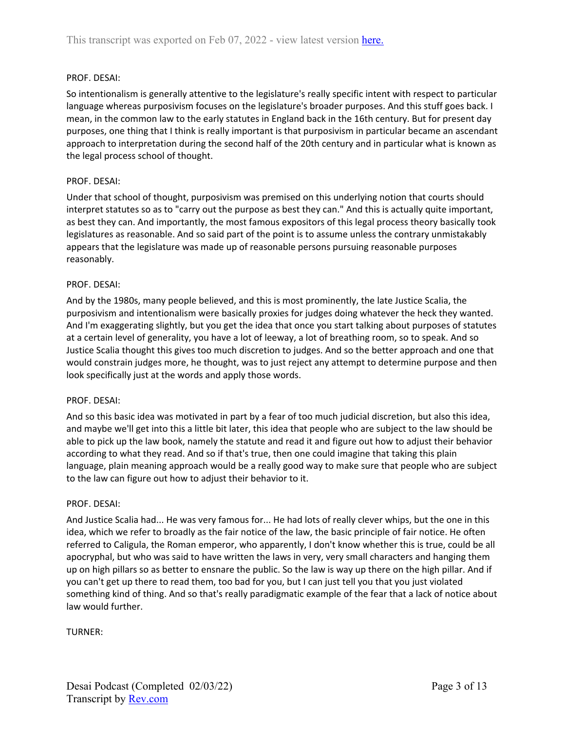PROF. DESAI:

So intentionalism is generally attentive to the legislature's really specific intent with respect to particular language whereas purposivism focuses on the legislature's broader purposes. And this stuff goes back. I mean, in the common law to the early statutes in England back in the 16th century. But for present day purposes, one thing that I think is really important is that purposivism in particular became an ascendant approach to interpretation during the second half of the 20th century and in particular what is known as the legal process school of thought.

PROF. DESAI:

Under that school of thought, purposivism was premised on this underlying notion that courts should interpret statutes so as to "carry out the purpose as best they can." And this is actually quite important, as best they can. And importantly, the most famous expositors of this legal process theory basically took legislatures as reasonable. And so said part of the point is to assume unless the contrary unmistakably appears that the legislature was made up of reasonable persons pursuing reasonable purposes reasonably.

PROF. DESAI:

And by the 1980s, many people believed, and this is most prominently, the late Justice Scalia, the purposivism and intentionalism were basically proxies for judges doing whatever the heck they wanted. And I'm exaggerating slightly, but you get the idea that once you start talking about purposes of statutes at a certain level of generality, you have a lot of leeway, a lot of breathing room, so to speak. And so Justice Scalia thought this gives too much discretion to judges. And so the better approach and one that would constrain judges more, he thought, was to just reject any attempt to determine purpose and then look specifically just at the words and apply those words.

PROF. DESAI:

And so this basic idea was motivated in part by a fear of too much judicial discretion, but also this idea, and maybe we'll get into this a little bit later, this idea that people who are subject to the law should be able to pick up the law book, namely the statute and read it and figure out how to adjust their behavior according to what they read. And so if that's true, then one could imagine that taking this plain language, plain meaning approach would be a really good way to make sure that people who are subject to the law can figure out how to adjust their behavior to it.

PROF. DESAI:

And Justice Scalia had... He was very famous for... He had lots of really clever whips, but the one in this idea, which we refer to broadly as the fair notice of the law, the basic principle of fair notice. He often referred to Caligula, the Roman emperor, who apparently, I don't know whether this is true, could be all apocryphal, but who was said to have written the laws in very, very small characters and hanging them up on high pillars so as better to ensnare the public. So the law is way up there on the high pillar. And if you can't get up there to read them, too bad for you, but I can just tell you that you just violated something kind of thing. And so that's really paradigmatic example of the fear that a lack of notice about law would further.

TURNER: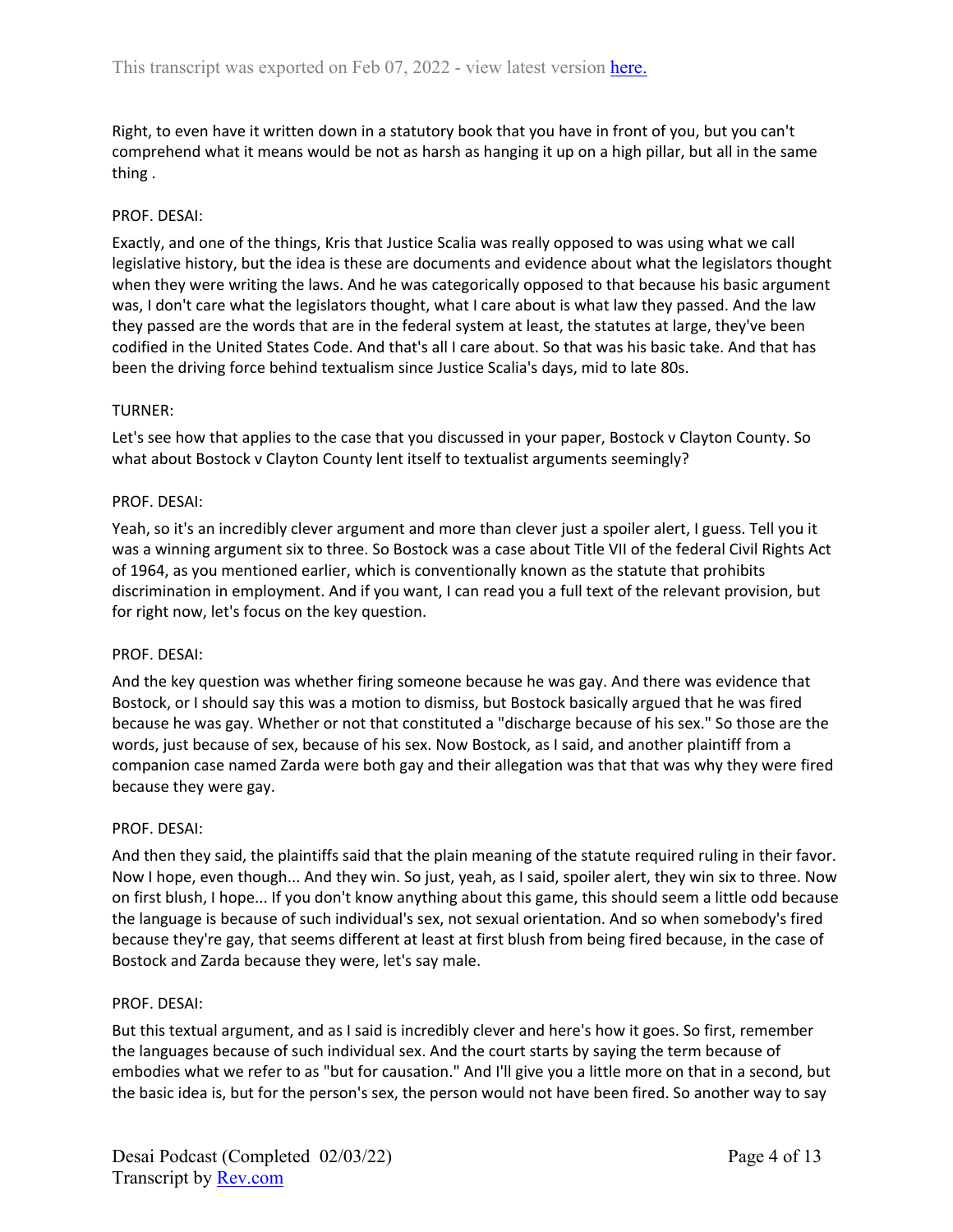Right, to even have it written down in a statutory book that you have in front of you, but you can't comprehend what it means would be not as harsh as hanging it up on a high pillar, but all in the same thing .

PROF. DESAI:

Exactly, and one of the things, Kris that Justice Scalia was really opposed to was using what we call legislative history, but the idea is these are documents and evidence about what the legislators thought when they were writing the laws. And he was categorically opposed to that because his basic argument was, I don't care what the legislators thought, what I care about is what law they passed. And the law they passed are the words that are in the federal system at least, the statutes at large, they've been codified in the United States Code. And that's all I care about. So that was his basic take. And that has been the driving force behind textualism since Justice Scalia's days, mid to late 80s.

TURNER:

Let's see how that applies to the case that you discussed in your paper, Bostock v Clayton County. So what about Bostock v Clayton County lent itself to textualist arguments seemingly?

PROF. DESAI:

Yeah, so it's an incredibly clever argument and more than clever just a spoiler alert, I guess. Tell you it was a winning argument six to three. So Bostock was a case about Title VII of the federal Civil Rights Act of 1964, as you mentioned earlier, which is conventionally known as the statute that prohibits discrimination in employment. And if you want, I can read you a full text of the relevant provision, but for right now, let's focus on the key question.

PROF. DESAI:

And the key question was whether firing someone because he was gay. And there was evidence that Bostock, or I should say this was a motion to dismiss, but Bostock basically argued that he was fired because he was gay. Whether or not that constituted a "discharge because of his sex." So those are the words, just because of sex, because of his sex. Now Bostock, as I said, and another plaintiff from a companion case named Zarda were both gay and their allegation was that that was why they were fired because they were gay.

PROF. DESAI:

And then they said, the plaintiffs said that the plain meaning of the statute required ruling in their favor. Now I hope, even though... And they win. So just, yeah, as I said, spoiler alert, they win six to three. Now on first blush, I hope... If you don't know anything about this game, this should seem a little odd because the language is because of such individual's sex, not sexual orientation. And so when somebody's fired because they're gay, that seems different at least at first blush from being fired because, in the case of Bostock and Zarda because they were, let's say male.

PROF. DESAI:

But this textual argument, and as I said is incredibly clever and here's how it goes. So first, remember the languages because of such individual sex. And the court starts by saying the term because of embodies what we refer to as "but for causation." And I'll give you a little more on that in a second, but the basic idea is, but for the person's sex, the person would not have been fired. So another way to say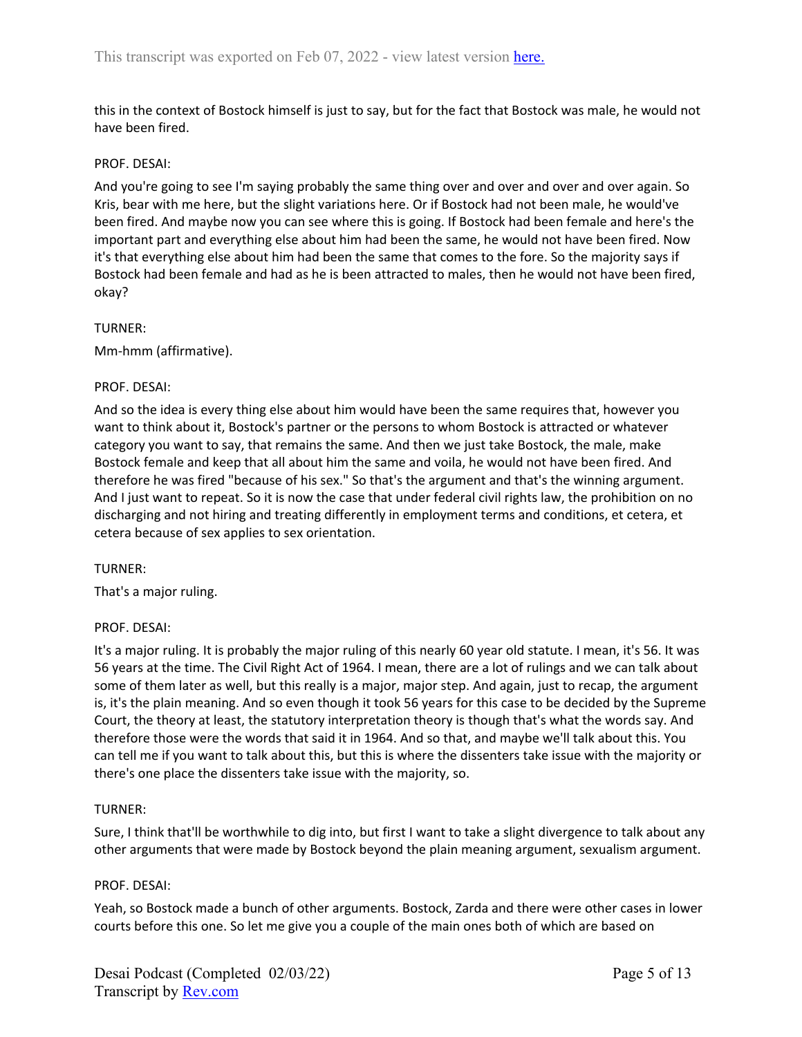this in the context of Bostock himself is just to say, but for the fact that Bostock was male, he would not have been fired.

PROF. DESAI:

And you're going to see I'm saying probably the same thing over and over and over and over again. So Kris, bear with me here, but the slight variations here. Or if Bostock had not been male, he would've been fired. And maybe now you can see where this is going. If Bostock had been female and here's the important part and everything else about him had been the same, he would not have been fired. Now it's that everything else about him had been the same that comes to the fore. So the majority says if Bostock had been female and had as he is been attracted to males, then he would not have been fired, okay?

TURNER:

Mm-hmm (affirmative).

PROF. DESAI:

And so the idea is every thing else about him would have been the same requires that, however you want to think about it, Bostock's partner or the persons to whom Bostock is attracted or whatever category you want to say, that remains the same. And then we just take Bostock, the male, make Bostock female and keep that all about him the same and voila, he would not have been fired. And therefore he was fired "because of his sex." So that's the argument and that's the winning argument. And I just want to repeat. So it is now the case that under federal civil rights law, the prohibition on no discharging and not hiring and treating differently in employment terms and conditions, et cetera, et cetera because of sex applies to sex orientation.

TURNER:

That's a major ruling.

PROF. DESAI:

It's a major ruling. It is probably the major ruling of this nearly 60 year old statute. I mean, it's 56. It was 56 years at the time. The Civil Right Act of 1964. I mean, there are a lot of rulings and we can talk about some of them later as well, but this really is a major, major step. And again, just to recap, the argument is, it's the plain meaning. And so even though it took 56 years for this case to be decided by the Supreme Court, the theory at least, the statutory interpretation theory is though that's what the words say. And therefore those were the words that said it in 1964. And so that, and maybe we'll talk about this. You can tell me if you want to talk about this, but this is where the dissenters take issue with the majority or there's one place the dissenters take issue with the majority, so.

TURNER:

Sure, I think that'll be worthwhile to dig into, but first I want to take a slight divergence to talk about any other arguments that were made by Bostock beyond the plain meaning argument, sexualism argument.

PROF. DESAI:

Yeah, so Bostock made a bunch of other arguments. Bostock, Zarda and there were other cases in lower courts before this one. So let me give you a couple of the main ones both of which are based on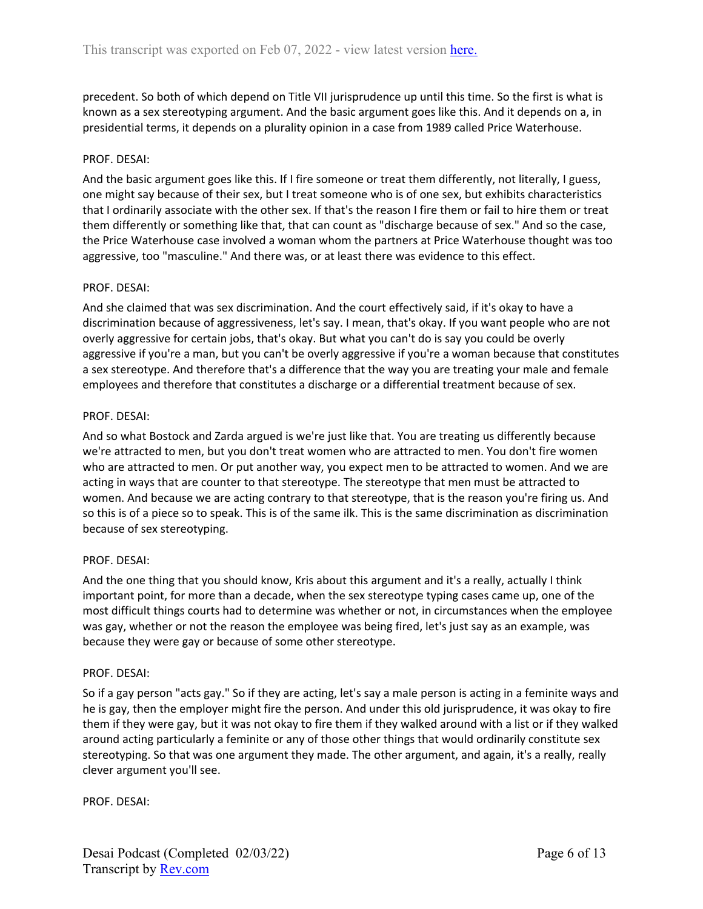precedent. So both of which depend on Title VII jurisprudence up until this time. So the first is what is known as a sex stereotyping argument. And the basic argument goes like this. And it depends on a, in presidential terms, it depends on a plurality opinion in a case from 1989 called Price Waterhouse.

PROF. DESAI:

And the basic argument goes like this. If I fire someone or treat them differently, not literally, I guess, one might say because of their sex, but I treat someone who is of one sex, but exhibits characteristics that I ordinarily associate with the other sex. If that's the reason I fire them or fail to hire them or treat them differently or something like that, that can count as "discharge because of sex." And so the case, the Price Waterhouse case involved a woman whom the partners at Price Waterhouse thought was too aggressive, too "masculine." And there was, or at least there was evidence to this effect.

PROF. DESAI:

And she claimed that was sex discrimination. And the court effectively said, if it's okay to have a discrimination because of aggressiveness, let's say. I mean, that's okay. If you want people who are not overly aggressive for certain jobs, that's okay. But what you can't do is say you could be overly aggressive if you're a man, but you can't be overly aggressive if you're a woman because that constitutes a sex stereotype. And therefore that's a difference that the way you are treating your male and female employees and therefore that constitutes a discharge or a differential treatment because of sex.

PROF. DESAI:

And so what Bostock and Zarda argued is we're just like that. You are treating us differently because we're attracted to men, but you don't treat women who are attracted to men. You don't fire women who are attracted to men. Or put another way, you expect men to be attracted to women. And we are acting in ways that are counter to that stereotype. The stereotype that men must be attracted to women. And because we are acting contrary to that stereotype, that is the reason you're firing us. And so this is of a piece so to speak. This is of the same ilk. This is the same discrimination as discrimination because of sex stereotyping.

PROF. DESAI:

And the one thing that you should know, Kris about this argument and it's a really, actually I think important point, for more than a decade, when the sex stereotype typing cases came up, one of the most difficult things courts had to determine was whether or not, in circumstances when the employee was gay, whether or not the reason the employee was being fired, let's just say as an example, was because they were gay or because of some other stereotype.

PROF. DESAI:

So if a gay person "acts gay." So if they are acting, let's say a male person is acting in a feminite ways and he is gay, then the employer might fire the person. And under this old jurisprudence, it was okay to fire them if they were gay, but it was not okay to fire them if they walked around with a list or if they walked around acting particularly a feminite or any of those other things that would ordinarily constitute sex stereotyping. So that was one argument they made. The other argument, and again, it's a really, really clever argument you'll see.

PROF. DESAI: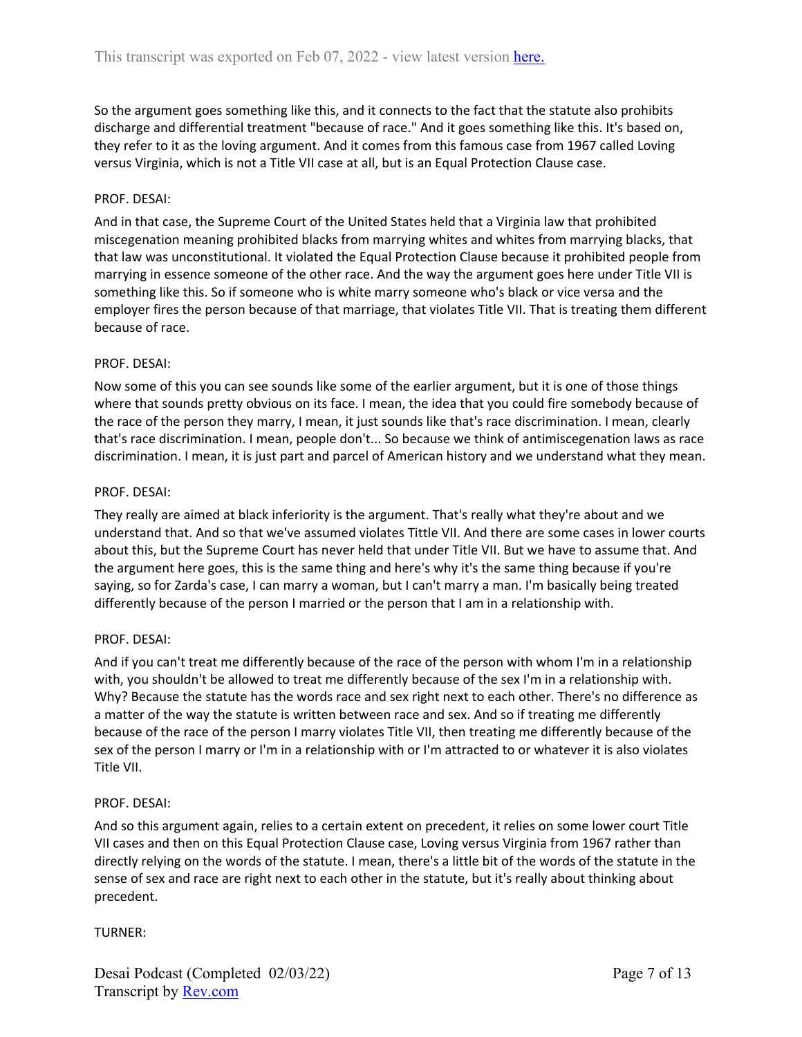So the argument goes something like this, and it connects to the fact that the statute also prohibits discharge and differential treatment "because of race." And it goes something like this. It's based on, they refer to it as the loving argument. And it comes from this famous case from 1967 called Loving versus Virginia, which is not a Title VII case at all, but is an Equal Protection Clause case.

PROF. DESAI:

And in that case, the Supreme Court of the United States held that a Virginia law that prohibited miscegenation meaning prohibited blacks from marrying whites and whites from marrying blacks, that that law was unconstitutional. It violated the Equal Protection Clause because it prohibited people from marrying in essence someone of the other race. And the way the argument goes here under Title VII is something like this. So if someone who is white marry someone who's black or vice versa and the employer fires the person because of that marriage, that violates Title VII. That is treating them different because of race.

PROF. DESAI:

Now some of this you can see sounds like some of the earlier argument, but it is one of those things where that sounds pretty obvious on its face. I mean, the idea that you could fire somebody because of the race of the person they marry, I mean, it just sounds like that's race discrimination. I mean, clearly that's race discrimination. I mean, people don't... So because we think of antimiscegenation laws as race discrimination. I mean, it is just part and parcel of American history and we understand what they mean.

PROF. DESAI:

They really are aimed at black inferiority is the argument. That's really what they're about and we understand that. And so that we've assumed violates Tittle VII. And there are some cases in lower courts about this, but the Supreme Court has never held that under Title VII. But we have to assume that. And the argument here goes, this is the same thing and here's why it's the same thing because if you're saying, so for Zarda's case, I can marry a woman, but I can't marry a man. I'm basically being treated differently because of the person I married or the person that I am in a relationship with.

PROF. DESAI:

And if you can't treat me differently because of the race of the person with whom I'm in a relationship with, you shouldn't be allowed to treat me differently because of the sex I'm in a relationship with. Why? Because the statute has the words race and sex right next to each other. There's no difference as a matter of the way the statute is written between race and sex. And so if treating me differently because of the race of the person I marry violates Title VII, then treating me differently because of the sex of the person I marry or I'm in a relationship with or I'm attracted to or whatever it is also violates Title VII.

PROF. DESAI:

And so this argument again, relies to a certain extent on precedent, it relies on some lower court Title VII cases and then on this Equal Protection Clause case, Loving versus Virginia from 1967 rather than directly relying on the words of the statute. I mean, there's a little bit of the words of the statute in the sense of sex and race are right next to each other in the statute, but it's really about thinking about precedent.

TURNER: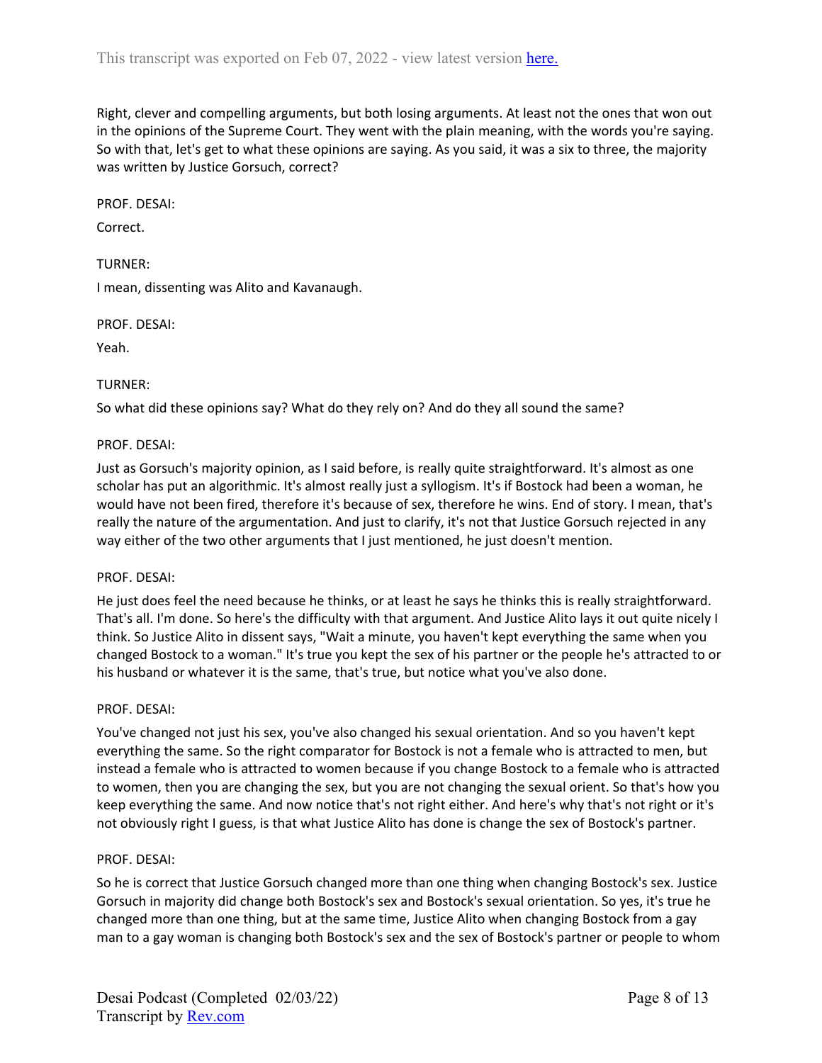Right, clever and compelling arguments, but both losing arguments. At least not the ones that won out in the opinions of the Supreme Court. They went with the plain meaning, with the words you're saying. So with that, let's get to what these opinions are saying. As you said, it was a six to three, the majority was written by Justice Gorsuch, correct?

PROF. DESAI:

Correct.

TURNER:

I mean, dissenting was Alito and Kavanaugh.

PROF. DESAI:

Yeah.

TURNER:

So what did these opinions say? What do they rely on? And do they all sound the same?

PROF. DESAI:

Just as Gorsuch's majority opinion, as I said before, is really quite straightforward. It's almost as one scholar has put an algorithmic. It's almost really just a syllogism. It's if Bostock had been a woman, he would have not been fired, therefore it's because of sex, therefore he wins. End of story. I mean, that's really the nature of the argumentation. And just to clarify, it's not that Justice Gorsuch rejected in any way either of the two other arguments that I just mentioned, he just doesn't mention.

PROF. DESAI:

He just does feel the need because he thinks, or at least he says he thinks this is really straightforward. That's all. I'm done. So here's the difficulty with that argument. And Justice Alito lays it out quite nicely I think. So Justice Alito in dissent says, "Wait a minute, you haven't kept everything the same when you changed Bostock to a woman." It's true you kept the sex of his partner or the people he's attracted to or his husband or whatever it is the same, that's true, but notice what you've also done.

PROF. DESAI:

You've changed not just his sex, you've also changed his sexual orientation. And so you haven't kept everything the same. So the right comparator for Bostock is not a female who is attracted to men, but instead a female who is attracted to women because if you change Bostock to a female who is attracted to women, then you are changing the sex, but you are not changing the sexual orient. So that's how you keep everything the same. And now notice that's not right either. And here's why that's not right or it's not obviously right I guess, is that what Justice Alito has done is change the sex of Bostock's partner.

PROF. DESAI:

So he is correct that Justice Gorsuch changed more than one thing when changing Bostock's sex. Justice Gorsuch in majority did change both Bostock's sex and Bostock's sexual orientation. So yes, it's true he changed more than one thing, but at the same time, Justice Alito when changing Bostock from a gay man to a gay woman is changing both Bostock's sex and the sex of Bostock's partner or people to whom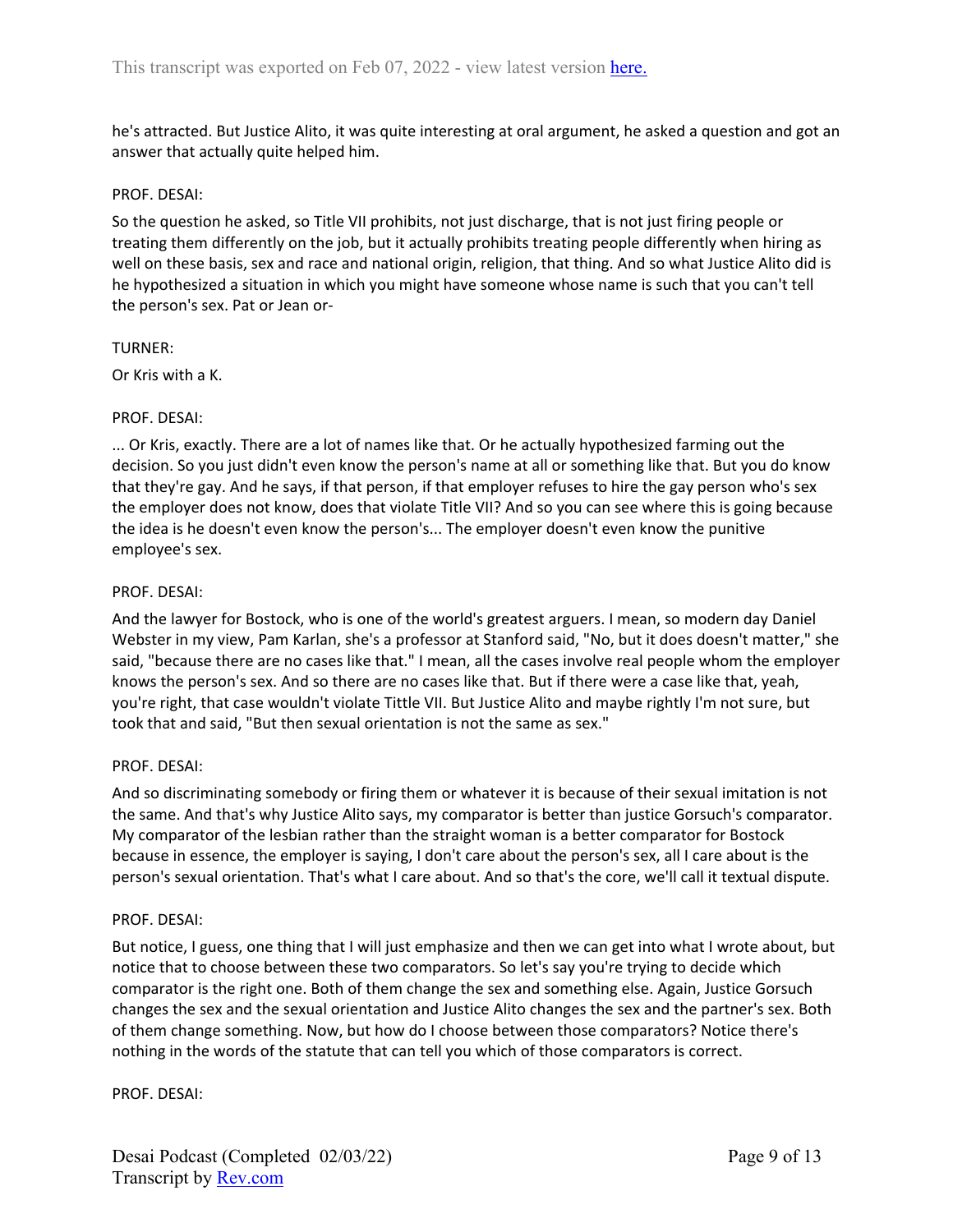he's attracted. But Justice Alito, it was quite interesting at oral argument, he asked a question and got an answer that actually quite helped him.

PROF. DESAI:

So the question he asked, so Title VII prohibits, not just discharge, that is not just firing people or treating them differently on the job, but it actually prohibits treating people differently when hiring as well on these basis, sex and race and national origin, religion, that thing. And so what Justice Alito did is he hypothesized a situation in which you might have someone whose name is such that you can't tell the person's sex. Pat or Jean or-

TURNER:

Or Kris with a K.

PROF. DESAI:

... Or Kris, exactly. There are a lot of names like that. Or he actually hypothesized farming out the decision. So you just didn't even know the person's name at all or something like that. But you do know that they're gay. And he says, if that person, if that employer refuses to hire the gay person who's sex the employer does not know, does that violate Title VII? And so you can see where this is going because the idea is he doesn't even know the person's... The employer doesn't even know the punitive employee's sex.

PROF. DESAI:

And the lawyer for Bostock, who is one of the world's greatest arguers. I mean, so modern day Daniel Webster in my view, Pam Karlan, she's a professor at Stanford said, "No, but it does doesn't matter," she said, "because there are no cases like that." I mean, all the cases involve real people whom the employer knows the person's sex. And so there are no cases like that. But if there were a case like that, yeah, you're right, that case wouldn't violate Tittle VII. But Justice Alito and maybe rightly I'm not sure, but took that and said, "But then sexual orientation is not the same as sex."

PROF. DESAI:

And so discriminating somebody or firing them or whatever it is because of their sexual imitation is not the same. And that's why Justice Alito says, my comparator is better than justice Gorsuch's comparator. My comparator of the lesbian rather than the straight woman is a better comparator for Bostock because in essence, the employer is saying, I don't care about the person's sex, all I care about is the person's sexual orientation. That's what I care about. And so that's the core, we'll call it textual dispute.

PROF. DESAI:

But notice, I guess, one thing that I will just emphasize and then we can get into what I wrote about, but notice that to choose between these two comparators. So let's say you're trying to decide which comparator is the right one. Both of them change the sex and something else. Again, Justice Gorsuch changes the sex and the sexual orientation and Justice Alito changes the sex and the partner's sex. Both of them change something. Now, but how do I choose between those comparators? Notice there's nothing in the words of the statute that can tell you which of those comparators is correct.

PROF. DESAI: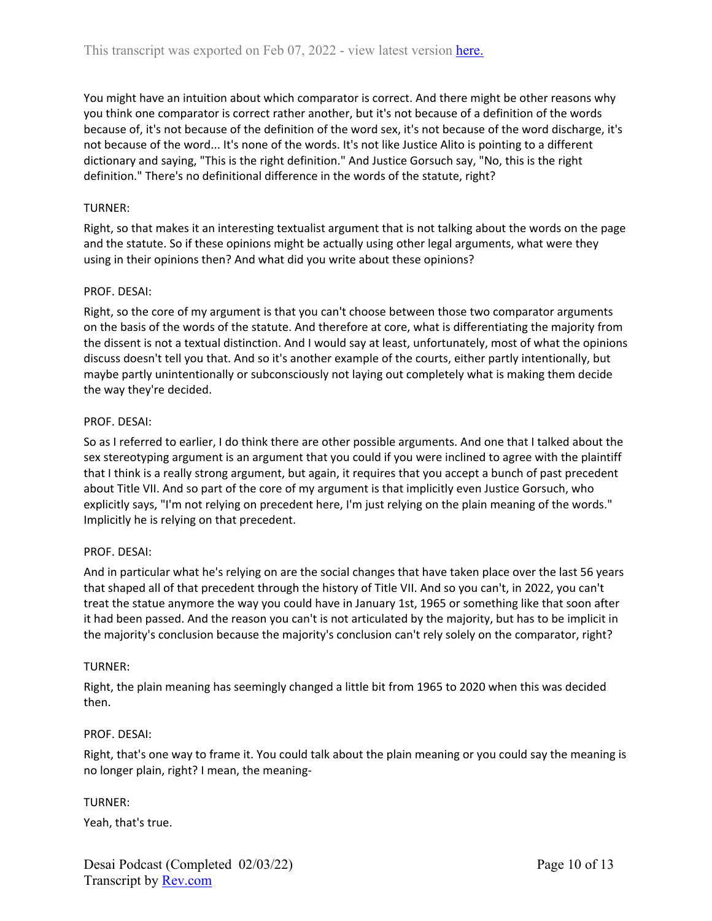You might have an intuition about which comparator is correct. And there might be other reasons why you think one comparator is correct rather another, but it's not because of a definition of the words because of, it's not because of the definition of the word sex, it's not because of the word discharge, it's not because of the word... It's none of the words. It's not like Justice Alito is pointing to a different dictionary and saying, "This is the right definition." And Justice Gorsuch say, "No, this is the right definition." There's no definitional difference in the words of the statute, right?

TURNER:

Right, so that makes it an interesting textualist argument that is not talking about the words on the page and the statute. So if these opinions might be actually using other legal arguments, what were they using in their opinions then? And what did you write about these opinions?

PROF. DESAI:

Right, so the core of my argument is that you can't choose between those two comparator arguments on the basis of the words of the statute. And therefore at core, what is differentiating the majority from the dissent is not a textual distinction. And I would say at least, unfortunately, most of what the opinions discuss doesn't tell you that. And so it's another example of the courts, either partly intentionally, but maybe partly unintentionally or subconsciously not laying out completely what is making them decide the way they're decided.

PROF. DESAI:

So as I referred to earlier, I do think there are other possible arguments. And one that I talked about the sex stereotyping argument is an argument that you could if you were inclined to agree with the plaintiff that I think is a really strong argument, but again, it requires that you accept a bunch of past precedent about Title VII. And so part of the core of my argument is that implicitly even Justice Gorsuch, who explicitly says, "I'm not relying on precedent here, I'm just relying on the plain meaning of the words." Implicitly he is relying on that precedent.

PROF. DESAI:

And in particular what he's relying on are the social changes that have taken place over the last 56 years that shaped all of that precedent through the history of Title VII. And so you can't, in 2022, you can't treat the statue anymore the way you could have in January 1st, 1965 or something like that soon after it had been passed. And the reason you can't is not articulated by the majority, but has to be implicit in the majority's conclusion because the majority's conclusion can't rely solely on the comparator, right?

TURNER:

Right, the plain meaning has seemingly changed a little bit from 1965 to 2020 when this was decided then.

PROF. DESAI:

Right, that's one way to frame it. You could talk about the plain meaning or you could say the meaning is no longer plain, right? I mean, the meaning-

TURNER:

Yeah, that's true.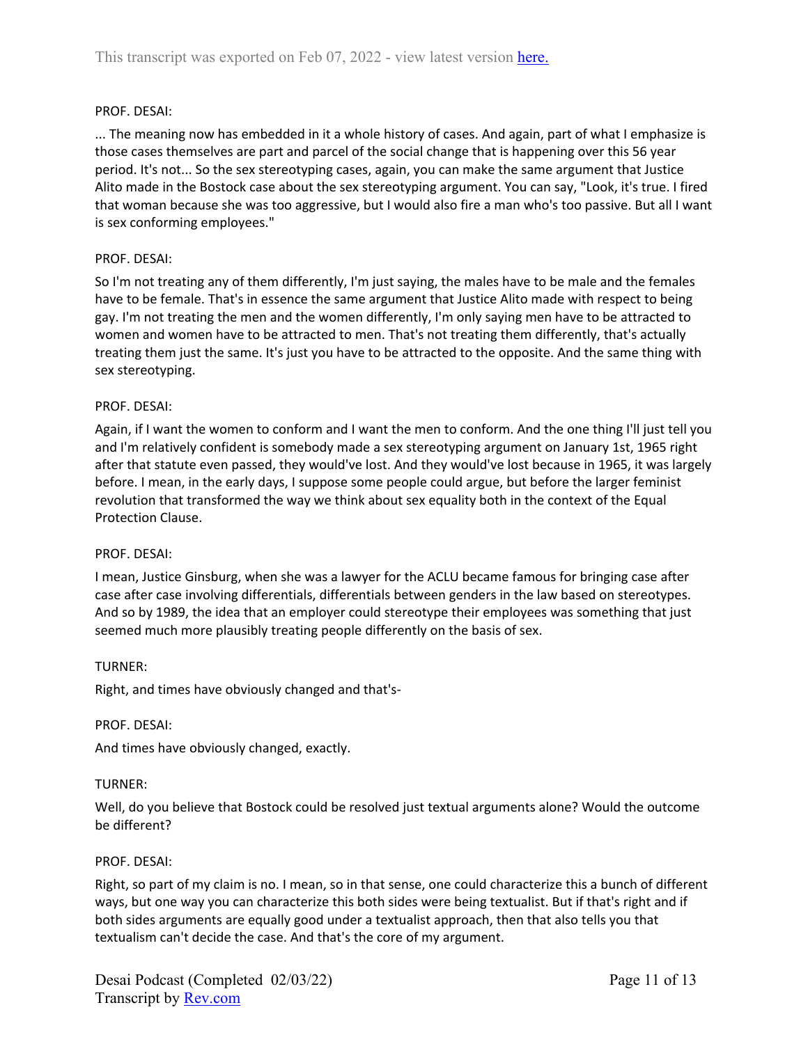PROF. DESAI:

... The meaning now has embedded in it a whole history of cases. And again, part of what I emphasize is those cases themselves are part and parcel of the social change that is happening over this 56 year period. It's not... So the sex stereotyping cases, again, you can make the same argument that Justice Alito made in the Bostock case about the sex stereotyping argument. You can say, "Look, it's true. I fired that woman because she was too aggressive, but I would also fire a man who's too passive. But all I want is sex conforming employees."

PROF. DESAI:

So I'm not treating any of them differently, I'm just saying, the males have to be male and the females have to be female. That's in essence the same argument that Justice Alito made with respect to being gay. I'm not treating the men and the women differently, I'm only saying men have to be attracted to women and women have to be attracted to men. That's not treating them differently, that's actually treating them just the same. It's just you have to be attracted to the opposite. And the same thing with sex stereotyping.

PROF. DESAI:

Again, if I want the women to conform and I want the men to conform. And the one thing I'll just tell you and I'm relatively confident is somebody made a sex stereotyping argument on January 1st, 1965 right after that statute even passed, they would've lost. And they would've lost because in 1965, it was largely before. I mean, in the early days, I suppose some people could argue, but before the larger feminist revolution that transformed the way we think about sex equality both in the context of the Equal Protection Clause.

PROF. DESAI:

I mean, Justice Ginsburg, when she was a lawyer for the ACLU became famous for bringing case after case after case involving differentials, differentials between genders in the law based on stereotypes. And so by 1989, the idea that an employer could stereotype their employees was something that just seemed much more plausibly treating people differently on the basis of sex.

TURNER:

Right, and times have obviously changed and that's-

PROF. DESAI:

And times have obviously changed, exactly.

TURNER:

Well, do you believe that Bostock could be resolved just textual arguments alone? Would the outcome be different?

PROF. DESAI:

Right, so part of my claim is no. I mean, so in that sense, one could characterize this a bunch of different ways, but one way you can characterize this both sides were being textualist. But if that's right and if both sides arguments are equally good under a textualist approach, then that also tells you that textualism can't decide the case. And that's the core of my argument.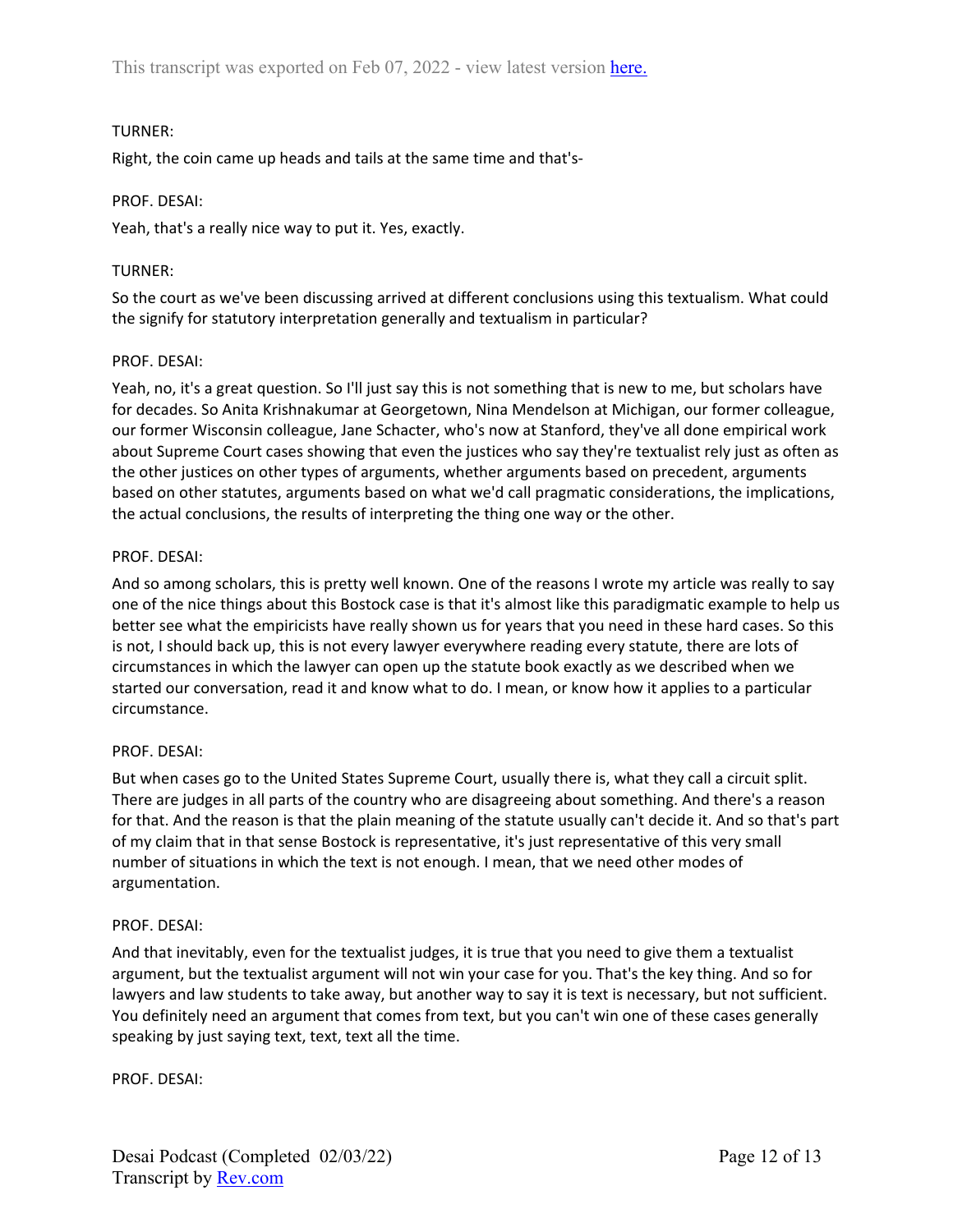TURNER:

Right, the coin came up heads and tails at the same time and that's-

PROF. DESAI:

Yeah, that's a really nice way to put it. Yes, exactly.

TURNER:

So the court as we've been discussing arrived at different conclusions using this textualism. What could the signify for statutory interpretation generally and textualism in particular?

PROF. DESAI:

Yeah, no, it's a great question. So I'll just say this is not something that is new to me, but scholars have for decades. So Anita Krishnakumar at Georgetown, Nina Mendelson at Michigan, our former colleague, our former Wisconsin colleague, Jane Schacter, who's now at Stanford, they've all done empirical work about Supreme Court cases showing that even the justices who say they're textualist rely just as often as the other justices on other types of arguments, whether arguments based on precedent, arguments based on other statutes, arguments based on what we'd call pragmatic considerations, the implications, the actual conclusions, the results of interpreting the thing one way or the other.

PROF. DESAI:

And so among scholars, this is pretty well known. One of the reasons I wrote my article was really to say one of the nice things about this Bostock case is that it's almost like this paradigmatic example to help us better see what the empiricists have really shown us for years that you need in these hard cases. So this is not, I should back up, this is not every lawyer everywhere reading every statute, there are lots of circumstances in which the lawyer can open up the statute book exactly as we described when we started our conversation, read it and know what to do. I mean, or know how it applies to a particular circumstance.

PROF. DESAI:

But when cases go to the United States Supreme Court, usually there is, what they call a circuit split. There are judges in all parts of the country who are disagreeing about something. And there's a reason for that. And the reason is that the plain meaning of the statute usually can't decide it. And so that's part of my claim that in that sense Bostock is representative, it's just representative of this very small number of situations in which the text is not enough. I mean, that we need other modes of argumentation.

PROF. DESAI:

And that inevitably, even for the textualist judges, it is true that you need to give them a textualist argument, but the textualist argument will not win your case for you. That's the key thing. And so for lawyers and law students to take away, but another way to say it is text is necessary, but not sufficient. You definitely need an argument that comes from text, but you can't win one of these cases generally speaking by just saying text, text, text all the time.

PROF. DESAI: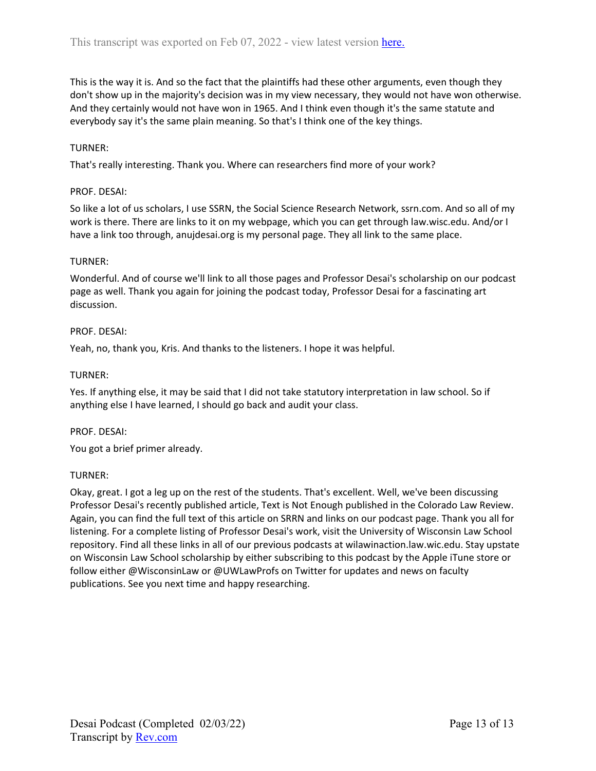This is the way it is. And so the fact that the plaintiffs had these other arguments, even though they don't show up in the majority's decision was in my view necessary, they would not have won otherwise. And they certainly would not have won in 1965. And I think even though it's the same statute and everybody say it's the same plain meaning. So that's I think one of the key things.

TURNER:

That's really interesting. Thank you. Where can researchers find more of your work?

PROF. DESAI:

So like a lot of us scholars, I use SSRN, the Social Science Research Network, ssrn.com. And so all of my work is there. There are links to it on my webpage, which you can get through law.wisc.edu. And/or I have a link too through, anujdesai.org is my personal page. They all link to the same place.

TURNER:

Wonderful. And of course we'll link to all those pages and Professor Desai's scholarship on our podcast page as well. Thank you again for joining the podcast today, Professor Desai for a fascinating art discussion.

PROF. DESAI:

Yeah, no, thank you, Kris. And thanks to the listeners. I hope it was helpful.

TURNER:

Yes. If anything else, it may be said that I did not take statutory interpretation in law school. So if anything else I have learned, I should go back and audit your class.

PROF. DESAI:

You got a brief primer already.

TURNER:

Okay, great. I got a leg up on the rest of the students. That's excellent. Well, we've been discussing Professor Desai's recently published article, Text is Not Enough published in the Colorado Law Review. Again, you can find the full text of this article on SRRN and links on our podcast page. Thank you all for listening. For a complete listing of Professor Desai's work, visit the University of Wisconsin Law School repository. Find all these links in all of our previous podcasts at wilawinaction.law.wic.edu. Stay upstate on Wisconsin Law School scholarship by either subscribing to this podcast by the Apple iTune store or follow either @WisconsinLaw or @UWLawProfs on Twitter for updates and news on faculty publications. See you next time and happy researching.